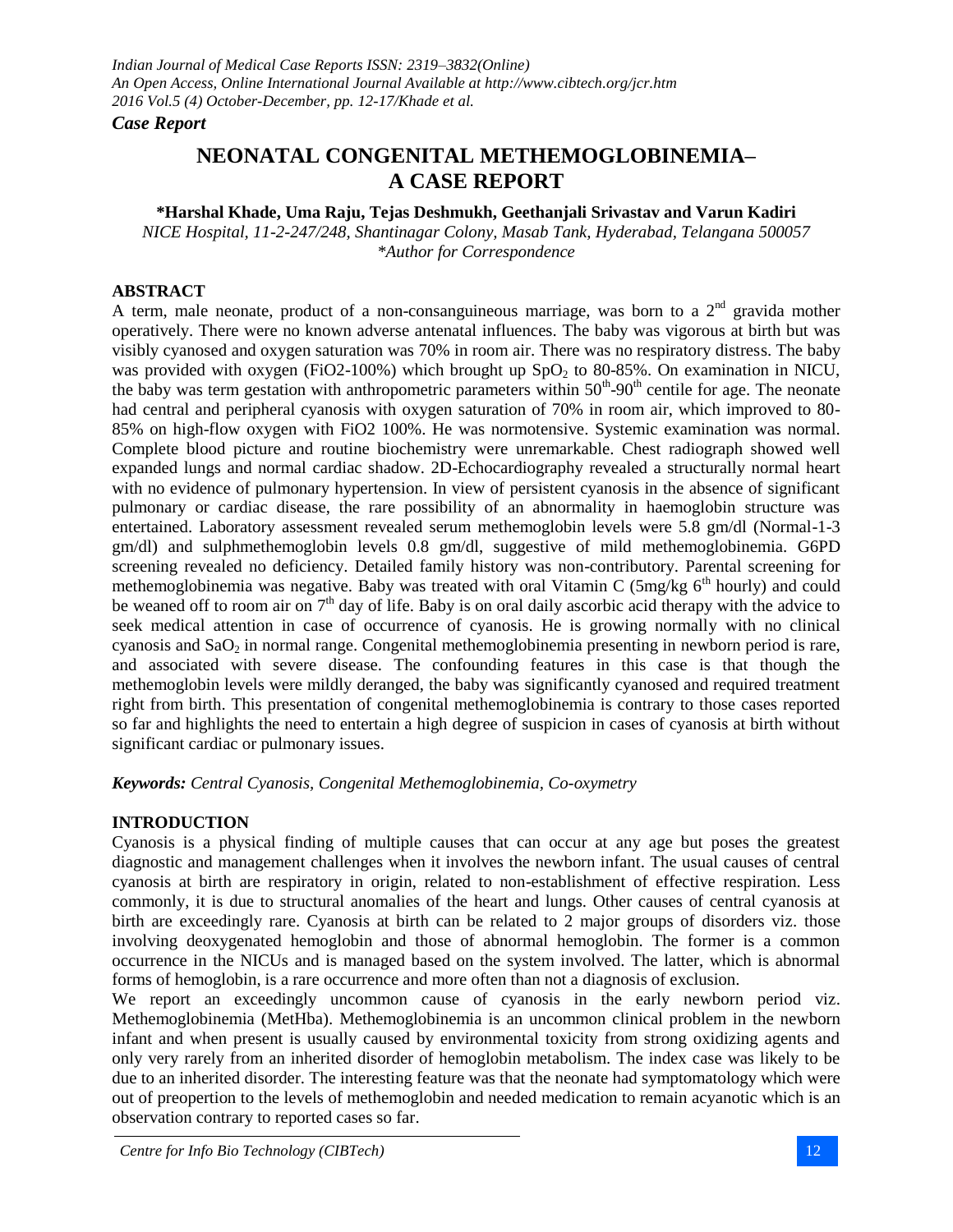*Case Report*

# NEONATAL CONGENITAL METHEMOGLOBINEMIA–A CASE REPORT

**\*Harshal Khade, Uma Raju, Tejas Deshmukh, Geethanjali Srivastav and Varun Kadiri**

*NICE Hospital, 11-2-247/248, Shantinagar Colony, Masab Tank, Hyderabad, Telangana 500057*

*\*Author for Correspondence*

## ABSTRACT

A term, male neonate, product of a non-consanguineous marriage, was born to a 2nd gravida mother operatively. There were no known adverse antenatal influences. The baby was vigorous at birth but was visibly cyanosed and oxygen saturation was 70% in room air. There was no respiratory distress. The baby was provided with oxygen (FiO2-100%) which brought up $SpO_2$ to 80-85%. On examination in NICU, the baby was term gestation with anthropometric parameters within 50th-90th centile for age. The neonate had central and peripheral cyanosis with oxygen saturation of 70% in room air, which improved to 80-85% on high-flow oxygen with FiO2 100%. He was normotensive. Systemic examination was normal. Complete blood picture and routine biochemistry were unremarkable. Chest radiograph showed well expanded lungs and normal cardiac shadow. 2D-Echocardiography revealed a structurally normal heart with no evidence of pulmonary hypertension. In view of persistent cyanosis in the absence of significant pulmonary or cardiac disease, the rare possibility of an abnormality in haemoglobin structure was entertained. Laboratory assessment revealed serum methemoglobin levels were 5.8 gm/dl (Normal-1-3 gm/dl) and sulphmethemoglobin levels 0.8 gm/dl, suggestive of mild methemoglobinemia. G6PD screening revealed no deficiency. Detailed family history was non-contributory. Parental screening for methemoglobinemia was negative. Baby was treated with oral Vitamin C (5mg/kg 6th hourly) and could be weaned off to room air on 7th day of life. Baby is on oral daily ascorbic acid therapy with the advice to seek medical attention in case of occurrence of cyanosis. He is growing normally with no clinical cyanosis and $SaO_2$ in normal range. Congenital methemoglobinemia presenting in newborn period is rare, and associated with severe disease. The confounding features in this case is that though the methemoglobin levels were mildly deranged, the baby was significantly cyanosed and required treatment right from birth. This presentation of congenital methemoglobinemia is contrary to those cases reported so far and highlights the need to entertain a high degree of suspicion in cases of cyanosis at birth without significant cardiac or pulmonary issues.

***Keywords:** Central Cyanosis, Congenital Methemoglobinemia, Co-oxymetry*

## INTRODUCTION

Cyanosis is a physical finding of multiple causes that can occur at any age but poses the greatest diagnostic and management challenges when it involves the newborn infant. The usual causes of central cyanosis at birth are respiratory in origin, related to non-establishment of effective respiration. Less commonly, it is due to structural anomalies of the heart and lungs. Other causes of central cyanosis at birth are exceedingly rare. Cyanosis at birth can be related to 2 major groups of disorders viz. those involving deoxygenated hemoglobin and those of abnormal hemoglobin. The former is a common occurrence in the NICUs and is managed based on the system involved. The latter, which is abnormal forms of hemoglobin, is a rare occurrence and more often than not a diagnosis of exclusion.

We report an exceedingly uncommon cause of cyanosis in the early newborn period viz. Methemoglobinemia (MetHba). Methemoglobinemia is an uncommon clinical problem in the newborn infant and when present is usually caused by environmental toxicity from strong oxidizing agents and only very rarely from an inherited disorder of hemoglobin metabolism. The index case was likely to be due to an inherited disorder. The interesting feature was that the neonate had symptomatology which were out of preopertion to the levels of methemoglobin and needed medication to remain acyanotic which is an observation contrary to reported cases so far.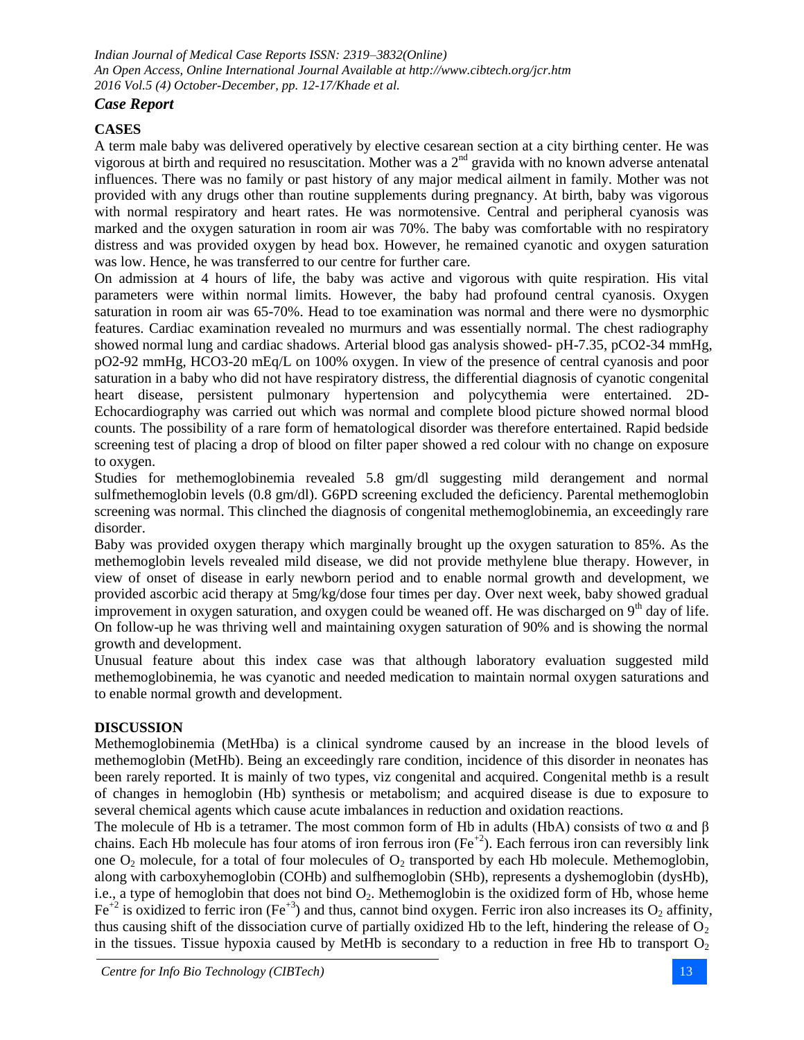*Case Report*

## CASES

A term male baby was delivered operatively by elective cesarean section at a city birthing center. He was vigorous at birth and required no resuscitation. Mother was a $2^{nd}$ gravida with no known adverse antenatal influences. There was no family or past history of any major medical ailment in family. Mother was not provided with any drugs other than routine supplements during pregnancy. At birth, baby was vigorous with normal respiratory and heart rates. He was normotensive. Central and peripheral cyanosis was marked and the oxygen saturation in room air was 70%. The baby was comfortable with no respiratory distress and was provided oxygen by head box. However, he remained cyanotic and oxygen saturation was low. Hence, he was transferred to our centre for further care.

On admission at 4 hours of life, the baby was active and vigorous with quite respiration. His vital parameters were within normal limits. However, the baby had profound central cyanosis. Oxygen saturation in room air was 65-70%. Head to toe examination was normal and there were no dysmorphic features. Cardiac examination revealed no murmurs and was essentially normal. The chest radiography showed normal lung and cardiac shadows. Arterial blood gas analysis showed- pH-7.35, pCO2-34 mmHg, pO2-92 mmHg, HCO3-20 mEq/L on 100% oxygen. In view of the presence of central cyanosis and poor saturation in a baby who did not have respiratory distress, the differential diagnosis of cyanotic congenital heart disease, persistent pulmonary hypertension and polycythemia were entertained. 2D-Echocardiography was carried out which was normal and complete blood picture showed normal blood counts. The possibility of a rare form of hematological disorder was therefore entertained. Rapid bedside screening test of placing a drop of blood on filter paper showed a red colour with no change on exposure to oxygen.

Studies for methemoglobinemia revealed 5.8 gm/dl suggesting mild derangement and normal sulfmethemoglobin levels (0.8 gm/dl). G6PD screening excluded the deficiency. Parental methemoglobin screening was normal. This clinched the diagnosis of congenital methemoglobinemia, an exceedingly rare disorder.

Baby was provided oxygen therapy which marginally brought up the oxygen saturation to 85%. As the methemoglobin levels revealed mild disease, we did not provide methylene blue therapy. However, in view of onset of disease in early newborn period and to enable normal growth and development, we provided ascorbic acid therapy at 5mg/kg/dose four times per day. Over next week, baby showed gradual improvement in oxygen saturation, and oxygen could be weaned off. He was discharged on $9^{th}$ day of life. On follow-up he was thriving well and maintaining oxygen saturation of 90% and is showing the normal growth and development.

Unusual feature about this index case was that although laboratory evaluation suggested mild methemoglobinemia, he was cyanotic and needed medication to maintain normal oxygen saturations and to enable normal growth and development.

## DISCUSSION

Methemoglobinemia (MetHba) is a clinical syndrome caused by an increase in the blood levels of methemoglobin (MetHb). Being an exceedingly rare condition, incidence of this disorder in neonates has been rarely reported. It is mainly of two types, viz congenital and acquired. Congenital methb is a result of changes in hemoglobin (Hb) synthesis or metabolism; and acquired disease is due to exposure to several chemical agents which cause acute imbalances in reduction and oxidation reactions.

The molecule of Hb is a tetramer. The most common form of Hb in adults (HbA) consists of two α and β chains. Each Hb molecule has four atoms of iron ferrous iron ($Fe^{+2}$). Each ferrous iron can reversibly link one $O_2$ molecule, for a total of four molecules of $O_2$ transported by each Hb molecule. Methemoglobin, along with carboxyhemoglobin (COHb) and sulfhemoglobin (SHb), represents a dyshemoglobin (dysHb), i.e., a type of hemoglobin that does not bind $O_2$. Methemoglobin is the oxidized form of Hb, whose heme $Fe^{+2}$ is oxidized to ferric iron ($Fe^{+3}$) and thus, cannot bind oxygen. Ferric iron also increases its $O_2$ affinity, thus causing shift of the dissociation curve of partially oxidized Hb to the left, hindering the release of $O_2$ in the tissues. Tissue hypoxia caused by MetHb is secondary to a reduction in free Hb to transport $O_2$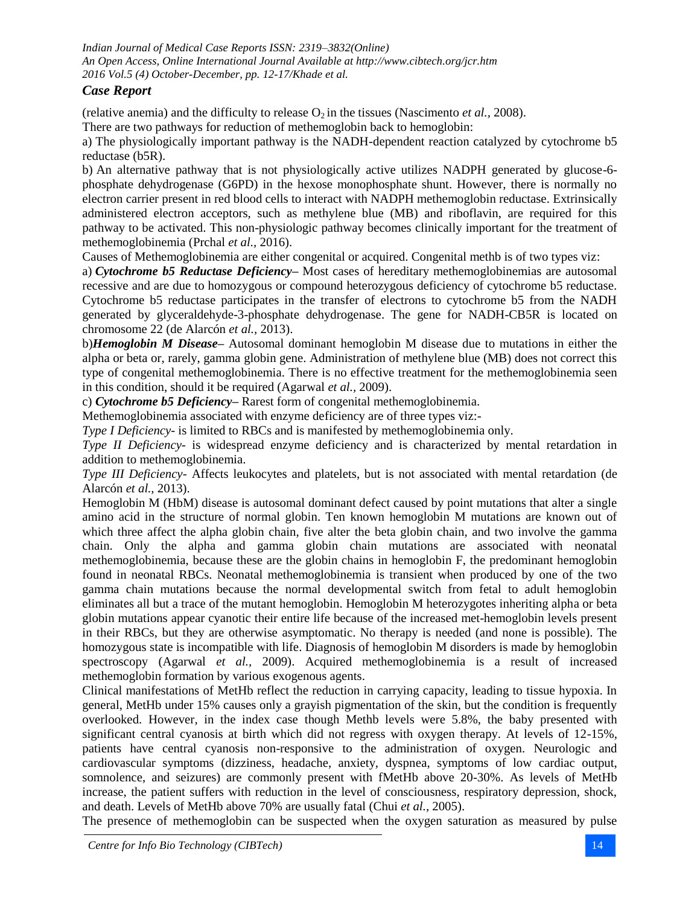(relative anemia) and the difficulty to release $O_2$ in the tissues (Nascimento *et al.*, 2008).

There are two pathways for reduction of methemoglobin back to hemoglobin:

a) The physiologically important pathway is the NADH-dependent reaction catalyzed by cytochrome b5 reductase (b5R).

b) An alternative pathway that is not physiologically active utilizes NADPH generated by glucose-6-phosphate dehydrogenase (G6PD) in the hexose monophosphate shunt. However, there is normally no electron carrier present in red blood cells to interact with NADPH methemoglobin reductase. Extrinsically administered electron acceptors, such as methylene blue (MB) and riboflavin, are required for this pathway to be activated. This non-physiologic pathway becomes clinically important for the treatment of methemoglobinemia (Prchal *et al.*, 2016).

Causes of Methemoglobinemia are either congenital or acquired. Congenital methb is of two types viz:

a) ***Cytochrome b5 Reductase Deficiency***– Most cases of hereditary methemoglobinemias are autosomal recessive and are due to homozygous or compound heterozygous deficiency of cytochrome b5 reductase. Cytochrome b5 reductase participates in the transfer of electrons to cytochrome b5 from the NADH generated by glyceraldehyde-3-phosphate dehydrogenase. The gene for NADH-CB5R is located on chromosome 22 (de Alarcón *et al.*, 2013).

b)***Hemoglobin M Disease***– Autosomal dominant hemoglobin M disease due to mutations in either the alpha or beta or, rarely, gamma globin gene. Administration of methylene blue (MB) does not correct this type of congenital methemoglobinemia. There is no effective treatment for the methemoglobinemia seen in this condition, should it be required (Agarwal *et al.*, 2009).

c) ***Cytochrome b5 Deficiency***– Rarest form of congenital methemoglobinemia.

Methemoglobinemia associated with enzyme deficiency are of three types viz:-

*Type I Deficiency*- is limited to RBCs and is manifested by methemoglobinemia only.

*Type II Deficiency*- is widespread enzyme deficiency and is characterized by mental retardation in addition to methemoglobinemia.

*Type III Deficiency*- Affects leukocytes and platelets, but is not associated with mental retardation (de Alarcón *et al.*, 2013).

Hemoglobin M (HbM) disease is autosomal dominant defect caused by point mutations that alter a single amino acid in the structure of normal globin. Ten known hemoglobin M mutations are known out of which three affect the alpha globin chain, five alter the beta globin chain, and two involve the gamma chain. Only the alpha and gamma globin chain mutations are associated with neonatal methemoglobinemia, because these are the globin chains in hemoglobin F, the predominant hemoglobin found in neonatal RBCs. Neonatal methemoglobinemia is transient when produced by one of the two gamma chain mutations because the normal developmental switch from fetal to adult hemoglobin eliminates all but a trace of the mutant hemoglobin. Hemoglobin M heterozygotes inheriting alpha or beta globin mutations appear cyanotic their entire life because of the increased met-hemoglobin levels present in their RBCs, but they are otherwise asymptomatic. No therapy is needed (and none is possible). The homozygous state is incompatible with life. Diagnosis of hemoglobin M disorders is made by hemoglobin spectroscopy (Agarwal *et al.*, 2009). Acquired methemoglobinemia is a result of increased methemoglobin formation by various exogenous agents.

Clinical manifestations of MetHb reflect the reduction in carrying capacity, leading to tissue hypoxia. In general, MetHb under 15% causes only a grayish pigmentation of the skin, but the condition is frequently overlooked. However, in the index case though Methb levels were 5.8%, the baby presented with significant central cyanosis at birth which did not regress with oxygen therapy. At levels of 12-15%, patients have central cyanosis non-responsive to the administration of oxygen. Neurologic and cardiovascular symptoms (dizziness, headache, anxiety, dyspnea, symptoms of low cardiac output, somnolence, and seizures) are commonly present with fMetHb above 20-30%. As levels of MetHb increase, the patient suffers with reduction in the level of consciousness, respiratory depression, shock, and death. Levels of MetHb above 70% are usually fatal (Chui *et al.*, 2005).

The presence of methemoglobin can be suspected when the oxygen saturation as measured by pulse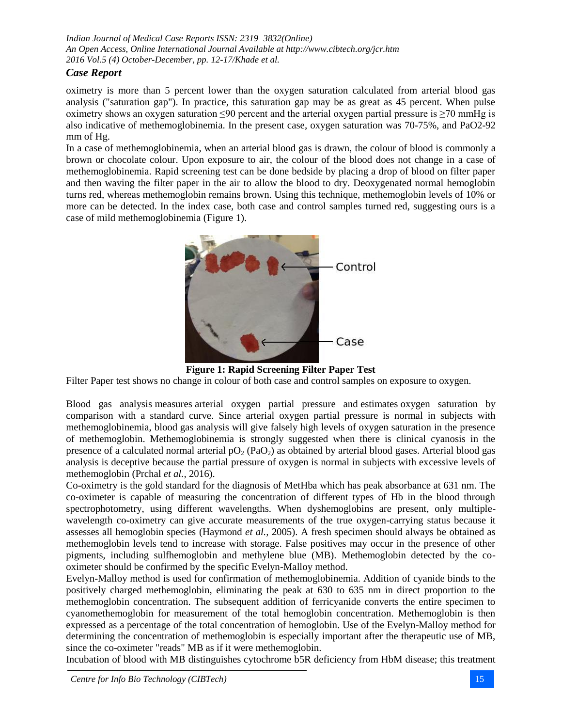*Case Report*

oximetry is more than 5 percent lower than the oxygen saturation calculated from arterial blood gas analysis ("saturation gap"). In practice, this saturation gap may be as great as 45 percent. When pulse oximetry shows an oxygen saturation ≤90 percent and the arterial oxygen partial pressure is ≥70 mmHg is also indicative of methemoglobinemia. In the present case, oxygen saturation was 70-75%, and PaO2-92 mm of Hg.

In a case of methemoglobinemia, when an arterial blood gas is drawn, the colour of blood is commonly a brown or chocolate colour. Upon exposure to air, the colour of the blood does not change in a case of methemoglobinemia. Rapid screening test can be done bedside by placing a drop of blood on filter paper and then waving the filter paper in the air to allow the blood to dry. Deoxygenated normal hemoglobin turns red, whereas methemoglobin remains brown. Using this technique, methemoglobin levels of 10% or more can be detected. In the index case, both case and control samples turned red, suggesting ours is a case of mild methemoglobinemia (Figure 1).

Control

Case

**Figure 1: Rapid Screening Filter Paper Test**

Filter Paper test shows no change in colour of both case and control samples on exposure to oxygen.

Blood gas analysis measures arterial oxygen partial pressure and estimates oxygen saturation by comparison with a standard curve. Since arterial oxygen partial pressure is normal in subjects with methemoglobinemia, blood gas analysis will give falsely high levels of oxygen saturation in the presence of methemoglobin. Methemoglobinemia is strongly suggested when there is clinical cyanosis in the presence of a calculated normal arterial $pO_2$ ($PaO_2$) as obtained by arterial blood gases. Arterial blood gas analysis is deceptive because the partial pressure of oxygen is normal in subjects with excessive levels of methemoglobin (Prchal *et al.,* 2016).

Co-oximetry is the gold standard for the diagnosis of MetHba which has peak absorbance at 631 nm. The co-oximeter is capable of measuring the concentration of different types of Hb in the blood through spectrophotometry, using different wavelengths. When dyshemoglobins are present, only multiple-wavelength co-oximetry can give accurate measurements of the true oxygen-carrying status because it assesses all hemoglobin species (Haymond *et al.,* 2005). A fresh specimen should always be obtained as methemoglobin levels tend to increase with storage. False positives may occur in the presence of other pigments, including sulfhemoglobin and methylene blue (MB). Methemoglobin detected by the co-oximeter should be confirmed by the specific Evelyn-Malloy method.

Evelyn-Malloy method is used for confirmation of methemoglobinemia. Addition of cyanide binds to the positively charged methemoglobin, eliminating the peak at 630 to 635 nm in direct proportion to the methemoglobin concentration. The subsequent addition of ferricyanide converts the entire specimen to cyanomethemoglobin for measurement of the total hemoglobin concentration. Methemoglobin is then expressed as a percentage of the total concentration of hemoglobin. Use of the Evelyn-Malloy method for determining the concentration of methemoglobin is especially important after the therapeutic use of MB, since the co-oximeter "reads" MB as if it were methemoglobin.

Incubation of blood with MB distinguishes cytochrome b5R deficiency from HbM disease; this treatment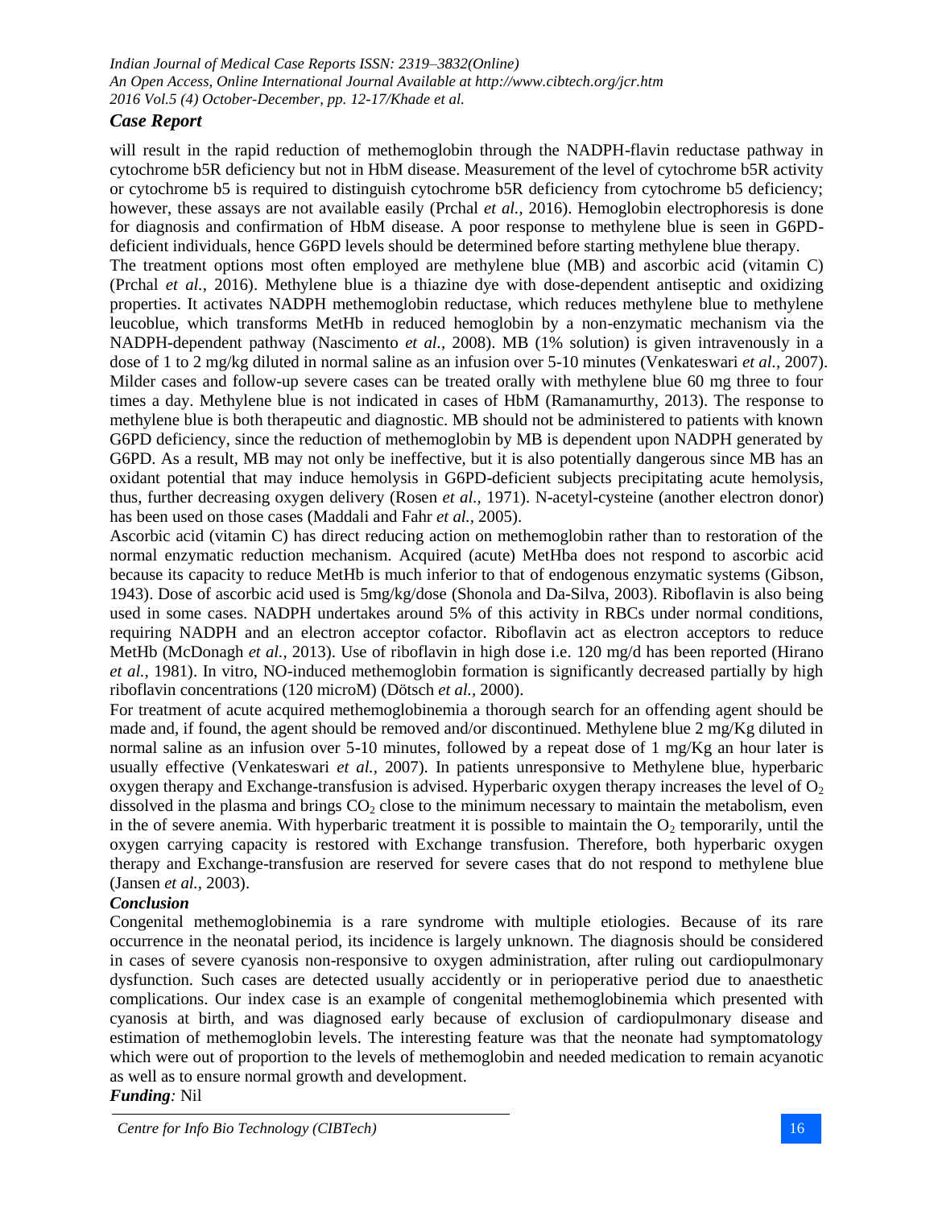will result in the rapid reduction of methemoglobin through the NADPH-flavin reductase pathway in cytochrome b5R deficiency but not in HbM disease. Measurement of the level of cytochrome b5R activity or cytochrome b5 is required to distinguish cytochrome b5R deficiency from cytochrome b5 deficiency; however, these assays are not available easily (Prchal *et al.,* 2016). Hemoglobin electrophoresis is done for diagnosis and confirmation of HbM disease. A poor response to methylene blue is seen in G6PD-deficient individuals, hence G6PD levels should be determined before starting methylene blue therapy.

The treatment options most often employed are methylene blue (MB) and ascorbic acid (vitamin C) (Prchal *et al.,* 2016). Methylene blue is a thiazine dye with dose-dependent antiseptic and oxidizing properties. It activates NADPH methemoglobin reductase, which reduces methylene blue to methylene leucoblue, which transforms MetHb in reduced hemoglobin by a non-enzymatic mechanism via the NADPH-dependent pathway (Nascimento *et al.,* 2008). MB (1% solution) is given intravenously in a dose of 1 to 2 mg/kg diluted in normal saline as an infusion over 5-10 minutes (Venkateswari *et al.,* 2007). Milder cases and follow-up severe cases can be treated orally with methylene blue 60 mg three to four times a day. Methylene blue is not indicated in cases of HbM (Ramanamurthy, 2013). The response to methylene blue is both therapeutic and diagnostic. MB should not be administered to patients with known G6PD deficiency, since the reduction of methemoglobin by MB is dependent upon NADPH generated by G6PD. As a result, MB may not only be ineffective, but it is also potentially dangerous since MB has an oxidant potential that may induce hemolysis in G6PD-deficient subjects precipitating acute hemolysis, thus, further decreasing oxygen delivery (Rosen *et al.,* 1971). N-acetyl-cysteine (another electron donor) has been used on those cases (Maddali and Fahr *et al.,* 2005).

Ascorbic acid (vitamin C) has direct reducing action on methemoglobin rather than to restoration of the normal enzymatic reduction mechanism. Acquired (acute) MetHba does not respond to ascorbic acid because its capacity to reduce MetHb is much inferior to that of endogenous enzymatic systems (Gibson, 1943). Dose of ascorbic acid used is 5mg/kg/dose (Shonola and Da-Silva, 2003). Riboflavin is also being used in some cases. NADPH undertakes around 5% of this activity in RBCs under normal conditions, requiring NADPH and an electron acceptor cofactor. Riboflavin act as electron acceptors to reduce MetHb (McDonagh *et al.,* 2013). Use of riboflavin in high dose i.e. 120 mg/d has been reported (Hirano *et al.,* 1981). In vitro, NO-induced methemoglobin formation is significantly decreased partially by high riboflavin concentrations (120 microM) (Dötsch *et al.,* 2000).

For treatment of acute acquired methemoglobinemia a thorough search for an offending agent should be made and, if found, the agent should be removed and/or discontinued. Methylene blue 2 mg/Kg diluted in normal saline as an infusion over 5-10 minutes, followed by a repeat dose of 1 mg/Kg an hour later is usually effective (Venkateswari *et al.,* 2007). In patients unresponsive to Methylene blue, hyperbaric oxygen therapy and Exchange-transfusion is advised. Hyperbaric oxygen therapy increases the level of $O_2$ dissolved in the plasma and brings $CO_2$ close to the minimum necessary to maintain the metabolism, even in the of severe anemia. With hyperbaric treatment it is possible to maintain the $O_2$ temporarily, until the oxygen carrying capacity is restored with Exchange transfusion. Therefore, both hyperbaric oxygen therapy and Exchange-transfusion are reserved for severe cases that do not respond to methylene blue (Jansen *et al.,* 2003).

### *Conclusion*

Congenital methemoglobinemia is a rare syndrome with multiple etiologies. Because of its rare occurrence in the neonatal period, its incidence is largely unknown. The diagnosis should be considered in cases of severe cyanosis non-responsive to oxygen administration, after ruling out cardiopulmonary dysfunction. Such cases are detected usually accidently or in perioperative period due to anaesthetic complications. Our index case is an example of congenital methemoglobinemia which presented with cyanosis at birth, and was diagnosed early because of exclusion of cardiopulmonary disease and estimation of methemoglobin levels. The interesting feature was that the neonate had symptomatology which were out of proportion to the levels of methemoglobin and needed medication to remain acyanotic as well as to ensure normal growth and development.

***Funding**:* Nil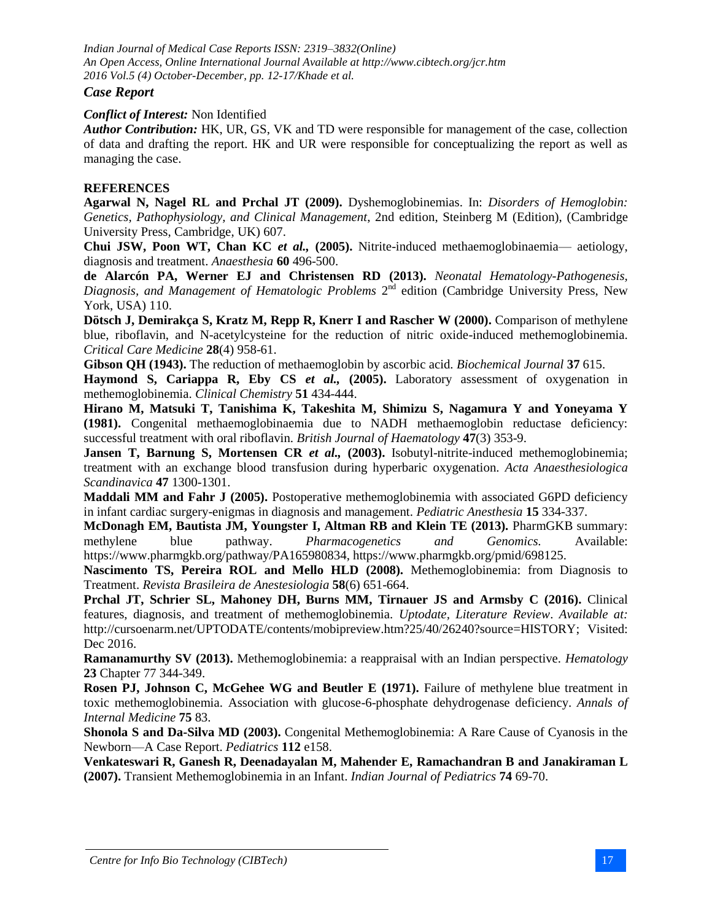***Conflict of Interest:*** Non Identified

***Author Contribution:*** HK, UR, GS, VK and TD were responsible for management of the case, collection of data and drafting the report. HK and UR were responsible for conceptualizing the report as well as managing the case.

**REFERENCES**

**Agarwal N, Nagel RL and Prchal JT (2009).** Dyshemoglobinemias. In: *Disorders of Hemoglobin: Genetics, Pathophysiology, and Clinical Management*, 2nd edition, Steinberg M (Edition), (Cambridge University Press, Cambridge, UK) 607.

**Chui JSW, Poon WT, Chan KC *et al.*, (2005).** Nitrite-induced methaemoglobinaemia— aetiology, diagnosis and treatment. *Anaesthesia* **60** 496-500.

**de Alarcón PA, Werner EJ and Christensen RD (2013).** *Neonatal Hematology-Pathogenesis, Diagnosis, and Management of Hematologic Problems* 2nd edition (Cambridge University Press, New York, USA) 110.

**Dötsch J, Demirakça S, Kratz M, Repp R, Knerr I and Rascher W (2000).** Comparison of methylene blue, riboflavin, and N-acetylcysteine for the reduction of nitric oxide-induced methemoglobinemia. *Critical Care Medicine* **28**(4) 958-61.

**Gibson QH (1943).** The reduction of methaemoglobin by ascorbic acid. *Biochemical Journal* **37** 615.

**Haymond S, Cariappa R, Eby CS *et al.*, (2005).** Laboratory assessment of oxygenation in methemoglobinemia. *Clinical Chemistry* **51** 434-444.

**Hirano M, Matsuki T, Tanishima K, Takeshita M, Shimizu S, Nagamura Y and Yoneyama Y (1981).** Congenital methaemoglobinaemia due to NADH methaemoglobin reductase deficiency: successful treatment with oral riboflavin. *British Journal of Haematology* **47**(3) 353-9.

**Jansen T, Barnung S, Mortensen CR *et al.*, (2003).** Isobutyl-nitrite-induced methemoglobinemia; treatment with an exchange blood transfusion during hyperbaric oxygenation. *Acta Anaesthesiologica Scandinavica* **47** 1300-1301.

**Maddali MM and Fahr J (2005).** Postoperative methemoglobinemia with associated G6PD deficiency in infant cardiac surgery-enigmas in diagnosis and management. *Pediatric Anesthesia* **15** 334-337.

**McDonagh EM, Bautista JM, Youngster I, Altman RB and Klein TE (2013).** PharmGKB summary: methylene blue pathway. *Pharmacogenetics and Genomics.* Available: https://www.pharmgkb.org/pathway/PA165980834, https://www.pharmgkb.org/pmid/698125.

**Nascimento TS, Pereira ROL and Mello HLD (2008).** Methemoglobinemia: from Diagnosis to Treatment. *Revista Brasileira de Anestesiologia* **58**(6) 651-664.

**Prchal JT, Schrier SL, Mahoney DH, Burns MM, Tirnauer JS and Armsby C (2016).** Clinical features, diagnosis, and treatment of methemoglobinemia. *Uptodate, Literature Review*. *Available at:* http://cursoenarm.net/UPTODATE/contents/mobipreview.htm?25/40/26240?source=HISTORY; Visited: Dec 2016.

**Ramanamurthy SV (2013).** Methemoglobinemia: a reappraisal with an Indian perspective. *Hematology* **23** Chapter 77 344-349.

**Rosen PJ, Johnson C, McGehee WG and Beutler E (1971).** Failure of methylene blue treatment in toxic methemoglobinemia. Association with glucose-6-phosphate dehydrogenase deficiency. *Annals of Internal Medicine* **75** 83.

**Shonola S and Da-Silva MD (2003).** Congenital Methemoglobinemia: A Rare Cause of Cyanosis in the Newborn—A Case Report. *Pediatrics* **112** e158.

**Venkateswari R, Ganesh R, Deenadayalan M, Mahender E, Ramachandran B and Janakiraman L (2007).** Transient Methemoglobinemia in an Infant. *Indian Journal of Pediatrics* **74** 69-70.